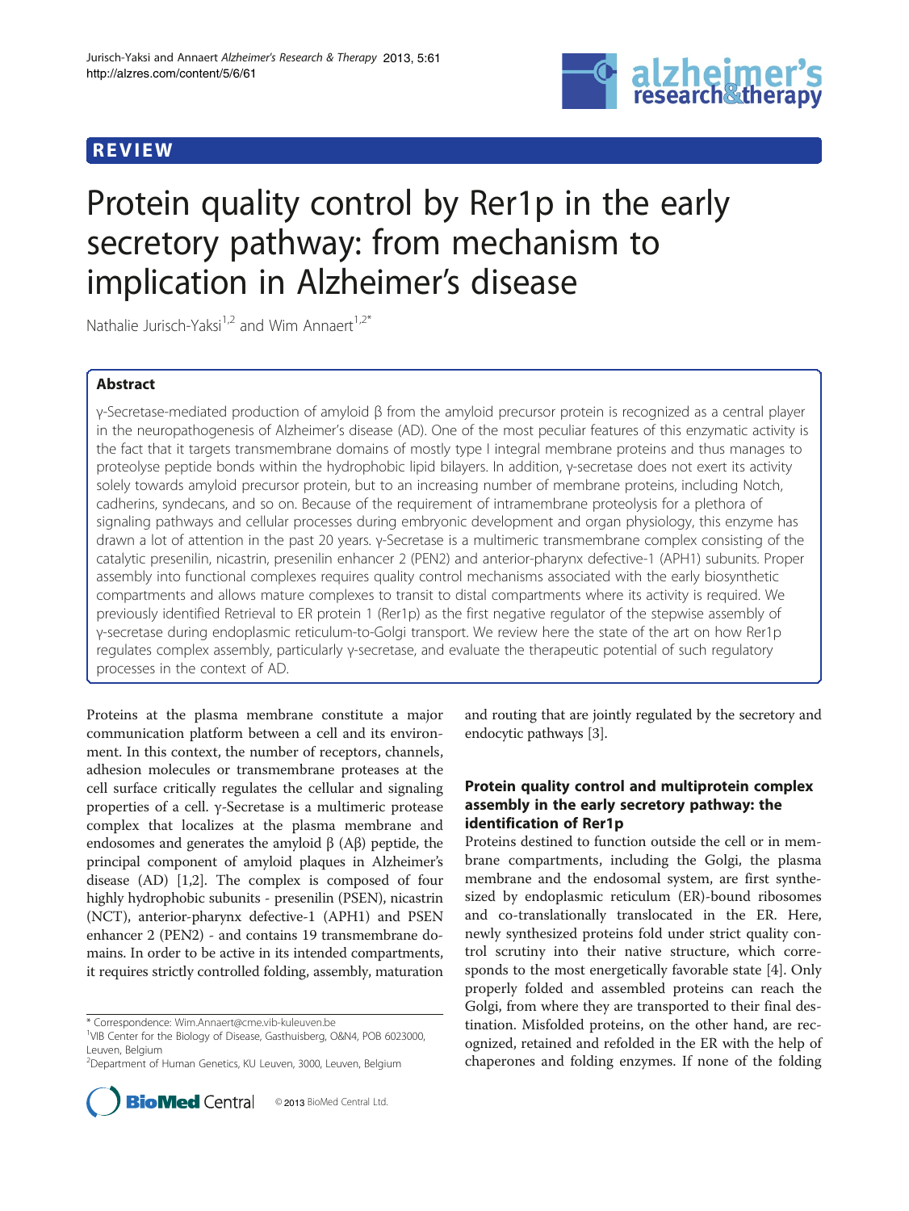REVIEW

# Protein quality control by Rer1p in the early secretory pathway: from mechanism to implication in Alzheimer's disease

Nathalie Jurisch-Yaksi[1,2] and Wim Annaert[1,2*]

## Abstract

γ-Secretase-mediated production of amyloid β from the amyloid precursor protein is recognized as a central player in the neuropathogenesis of Alzheimer's disease (AD). One of the most peculiar features of this enzymatic activity is the fact that it targets transmembrane domains of mostly type I integral membrane proteins and thus manages to proteolyse peptide bonds within the hydrophobic lipid bilayers. In addition, γ-secretase does not exert its activity solely towards amyloid precursor protein, but to an increasing number of membrane proteins, including Notch, cadherins, syndecans, and so on. Because of the requirement of intramembrane proteolysis for a plethora of signaling pathways and cellular processes during embryonic development and organ physiology, this enzyme has drawn a lot of attention in the past 20 years. γ-Secretase is a multimeric transmembrane complex consisting of the catalytic presenilin, nicastrin, presenilin enhancer 2 (PEN2) and anterior-pharynx defective-1 (APH1) subunits. Proper assembly into functional complexes requires quality control mechanisms associated with the early biosynthetic compartments and allows mature complexes to transit to distal compartments where its activity is required. We previously identified Retrieval to ER protein 1 (Rer1p) as the first negative regulator of the stepwise assembly of γ-secretase during endoplasmic reticulum-to-Golgi transport. We review here the state of the art on how Rer1p regulates complex assembly, particularly γ-secretase, and evaluate the therapeutic potential of such regulatory processes in the context of AD.

Proteins at the plasma membrane constitute a major communication platform between a cell and its environment. In this context, the number of receptors, channels, adhesion molecules or transmembrane proteases at the cell surface critically regulates the cellular and signaling properties of a cell. γ-Secretase is a multimeric protease complex that localizes at the plasma membrane and endosomes and generates the amyloid β (Aβ) peptide, the principal component of amyloid plaques in Alzheimer's disease (AD) [1,2]. The complex is composed of four highly hydrophobic subunits - presenilin (PSEN), nicastrin (NCT), anterior-pharynx defective-1 (APH1) and PSEN enhancer 2 (PEN2) - and contains 19 transmembrane domains. In order to be active in its intended compartments, it requires strictly controlled folding, assembly, maturation and routing that are jointly regulated by the secretory and endocytic pathways [3].

## Protein quality control and multiprotein complex assembly in the early secretory pathway: the identification of Rer1p

Proteins destined to function outside the cell or in membrane compartments, including the Golgi, the plasma membrane and the endosomal system, are first synthesized by endoplasmic reticulum (ER)-bound ribosomes and co-translationally translocated in the ER. Here, newly synthesized proteins fold under strict quality control scrutiny into their native structure, which corresponds to the most energetically favorable state [4]. Only properly folded and assembled proteins can reach the Golgi, from where they are transported to their final destination. Misfolded proteins, on the other hand, are recognized, retained and refolded in the ER with the help of chaperones and folding enzymes. If none of the folding

* Correspondence: Wim.Annaert@cme.vib-kuleuven.be
[1]VIB Center for the Biology of Disease, Gasthuisberg, O&N4, POB 6023000, Leuven, Belgium
[2]Department of Human Genetics, KU Leuven, 3000, Leuven, Belgium

© 2013 BioMed Central Ltd.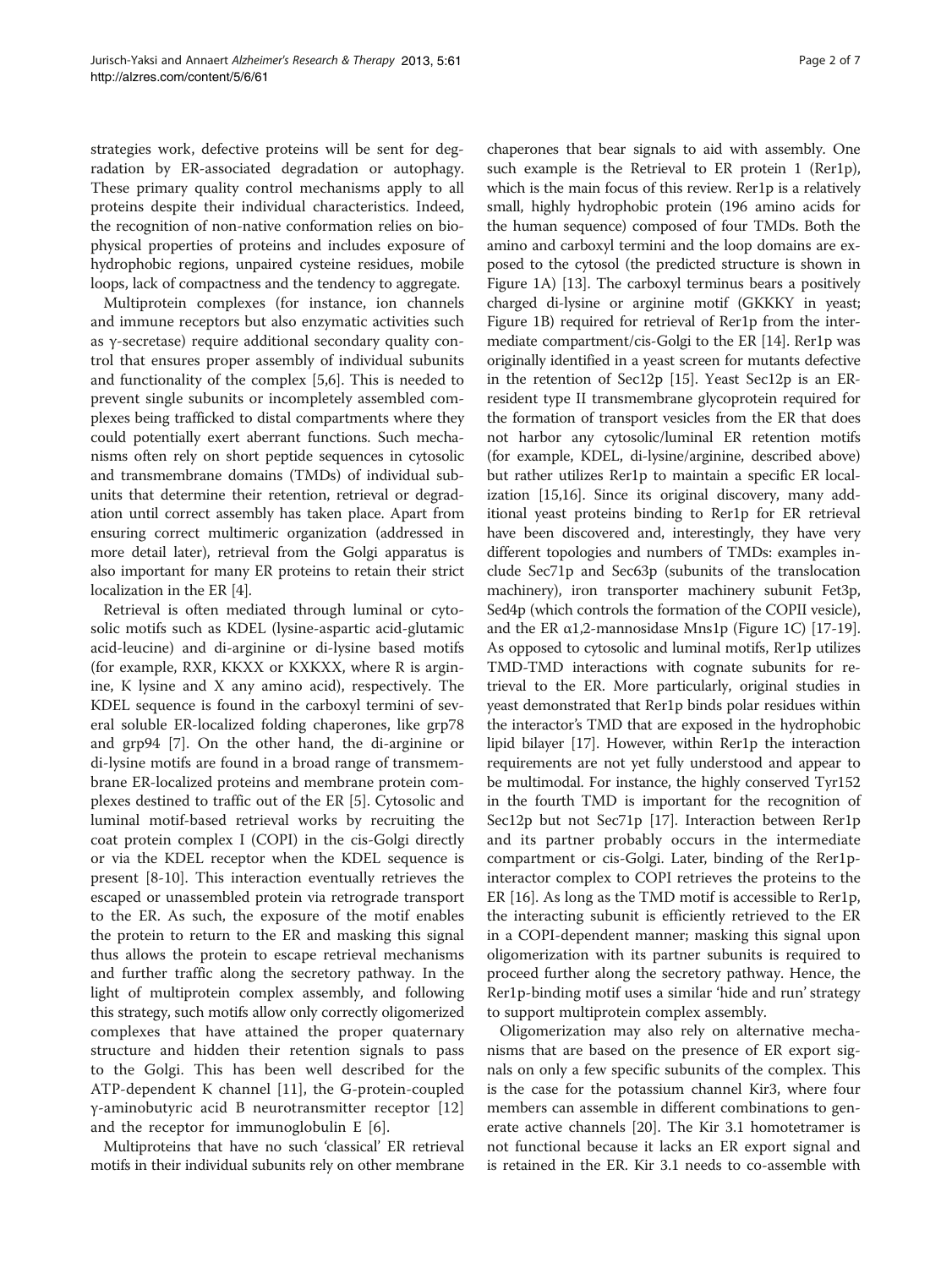strategies work, defective proteins will be sent for degradation by ER-associated degradation or autophagy. These primary quality control mechanisms apply to all proteins despite their individual characteristics. Indeed, the recognition of non-native conformation relies on biophysical properties of proteins and includes exposure of hydrophobic regions, unpaired cysteine residues, mobile loops, lack of compactness and the tendency to aggregate.

Multiprotein complexes (for instance, ion channels and immune receptors but also enzymatic activities such as γ-secretase) require additional secondary quality control that ensures proper assembly of individual subunits and functionality of the complex [5,6]. This is needed to prevent single subunits or incompletely assembled complexes being trafficked to distal compartments where they could potentially exert aberrant functions. Such mechanisms often rely on short peptide sequences in cytosolic and transmembrane domains (TMDs) of individual subunits that determine their retention, retrieval or degradation until correct assembly has taken place. Apart from ensuring correct multimeric organization (addressed in more detail later), retrieval from the Golgi apparatus is also important for many ER proteins to retain their strict localization in the ER [4].

Retrieval is often mediated through luminal or cytosolic motifs such as KDEL (lysine-aspartic acid-glutamic acid-leucine) and di-arginine or di-lysine based motifs (for example, RXR, KKXX or KXKXX, where R is arginine, K lysine and X any amino acid), respectively. The KDEL sequence is found in the carboxyl termini of several soluble ER-localized folding chaperones, like grp78 and grp94 [7]. On the other hand, the di-arginine or di-lysine motifs are found in a broad range of transmembrane ER-localized proteins and membrane protein complexes destined to traffic out of the ER [5]. Cytosolic and luminal motif-based retrieval works by recruiting the coat protein complex I (COPI) in the cis-Golgi directly or via the KDEL receptor when the KDEL sequence is present [8-10]. This interaction eventually retrieves the escaped or unassembled protein via retrograde transport to the ER. As such, the exposure of the motif enables the protein to return to the ER and masking this signal thus allows the protein to escape retrieval mechanisms and further traffic along the secretory pathway. In the light of multiprotein complex assembly, and following this strategy, such motifs allow only correctly oligomerized complexes that have attained the proper quaternary structure and hidden their retention signals to pass to the Golgi. This has been well described for the ATP-dependent K channel [11], the G-protein-coupled γ-aminobutyric acid B neurotransmitter receptor [12] and the receptor for immunoglobulin E [6].

Multiproteins that have no such 'classical' ER retrieval motifs in their individual subunits rely on other membrane chaperones that bear signals to aid with assembly. One such example is the Retrieval to ER protein 1 (Rer1p), which is the main focus of this review. Rer1p is a relatively small, highly hydrophobic protein (196 amino acids for the human sequence) composed of four TMDs. Both the amino and carboxyl termini and the loop domains are exposed to the cytosol (the predicted structure is shown in Figure 1A) [13]. The carboxyl terminus bears a positively charged di-lysine or arginine motif (GKKKY in yeast; Figure 1B) required for retrieval of Rer1p from the intermediate compartment/cis-Golgi to the ER [14]. Rer1p was originally identified in a yeast screen for mutants defective in the retention of Sec12p [15]. Yeast Sec12p is an ER-resident type II transmembrane glycoprotein required for the formation of transport vesicles from the ER that does not harbor any cytosolic/luminal ER retention motifs (for example, KDEL, di-lysine/arginine, described above) but rather utilizes Rer1p to maintain a specific ER localization [15,16]. Since its original discovery, many additional yeast proteins binding to Rer1p for ER retrieval have been discovered and, interestingly, they have very different topologies and numbers of TMDs: examples include Sec71p and Sec63p (subunits of the translocation machinery), iron transporter machinery subunit Fet3p, Sed4p (which controls the formation of the COPII vesicle), and the ER α1,2-mannosidase Mns1p (Figure 1C) [17-19]. As opposed to cytosolic and luminal motifs, Rer1p utilizes TMD-TMD interactions with cognate subunits for retrieval to the ER. More particularly, original studies in yeast demonstrated that Rer1p binds polar residues within the interactor's TMD that are exposed in the hydrophobic lipid bilayer [17]. However, within Rer1p the interaction requirements are not yet fully understood and appear to be multimodal. For instance, the highly conserved Tyr152 in the fourth TMD is important for the recognition of Sec12p but not Sec71p [17]. Interaction between Rer1p and its partner probably occurs in the intermediate compartment or cis-Golgi. Later, binding of the Rer1p-interactor complex to COPI retrieves the proteins to the ER [16]. As long as the TMD motif is accessible to Rer1p, the interacting subunit is efficiently retrieved to the ER in a COPI-dependent manner; masking this signal upon oligomerization with its partner subunits is required to proceed further along the secretory pathway. Hence, the Rer1p-binding motif uses a similar 'hide and run' strategy to support multiprotein complex assembly.

Oligomerization may also rely on alternative mechanisms that are based on the presence of ER export signals on only a few specific subunits of the complex. This is the case for the potassium channel Kir3, where four members can assemble in different combinations to generate active channels [20]. The Kir 3.1 homotetramer is not functional because it lacks an ER export signal and is retained in the ER. Kir 3.1 needs to co-assemble with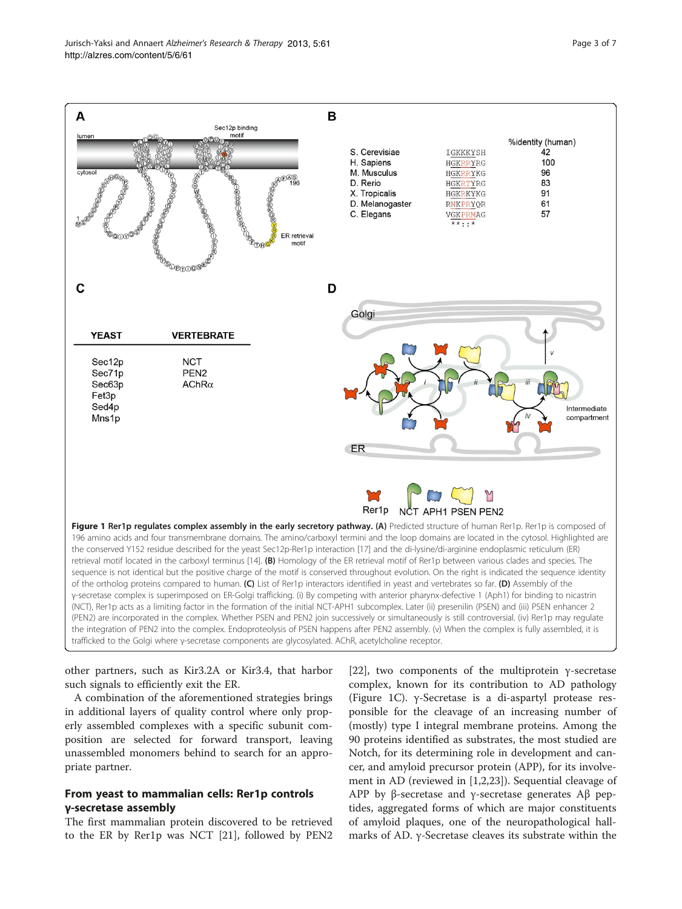**Figure 1 Rer1p regulates complex assembly in the early secretory pathway. (A)** Predicted structure of human Rer1p. Rer1p is composed of 196 amino acids and four transmembrane domains. The amino/carboxyl termini and the loop domains are located in the cytosol. Highlighted are the conserved Y152 residue described for the yeast Sec12p-Rer1p interaction [17] and the di-lysine/di-arginine endoplasmic reticulum (ER) retrieval motif located in the carboxyl terminus [14]. **(B)** Homology of the ER retrieval motif of Rer1p between various clades and species. The sequence is not identical but the positive charge of the motif is conserved throughout evolution. On the right is indicated the sequence identity of the ortholog proteins compared to human. **(C)** List of Rer1p interactors identified in yeast and vertebrates so far. **(D)** Assembly of the γ-secretase complex is superimposed on ER-Golgi trafficking. (i) By competing with anterior pharynx-defective 1 (Aph1) for binding to nicastrin (NCT), Rer1p acts as a limiting factor in the formation of the initial NCT-APH1 subcomplex. Later (ii) presenilin (PSEN) and (iii) PSEN enhancer 2 (PEN2) are incorporated in the complex. Whether PSEN and PEN2 join successively or simultaneously is still controversial. (iv) Rer1p may regulate the integration of PEN2 into the complex. Endoproteolysis of PSEN happens after PEN2 assembly. (v) When the complex is fully assembled, it is trafficked to the Golgi where γ-secretase components are glycosylated. AChR, acetylcholine receptor.

other partners, such as Kir3.2A or Kir3.4, that harbor such signals to efficiently exit the ER.

A combination of the aforementioned strategies brings in additional layers of quality control where only properly assembled complexes with a specific subunit composition are selected for forward transport, leaving unassembled monomers behind to search for an appropriate partner.

## From yeast to mammalian cells: Rer1p controls γ-secretase assembly

The first mammalian protein discovered to be retrieved to the ER by Rer1p was NCT [21], followed by PEN2 [22], two components of the multiprotein γ-secretase complex, known for its contribution to AD pathology (Figure 1C). γ-Secretase is a di-aspartyl protease responsible for the cleavage of an increasing number of (mostly) type I integral membrane proteins. Among the 90 proteins identified as substrates, the most studied are Notch, for its determining role in development and cancer, and amyloid precursor protein (APP), for its involvement in AD (reviewed in [1,2,23]). Sequential cleavage of APP by β-secretase and γ-secretase generates Aβ peptides, aggregated forms of which are major constituents of amyloid plaques, one of the neuropathological hallmarks of AD. γ-Secretase cleaves its substrate within the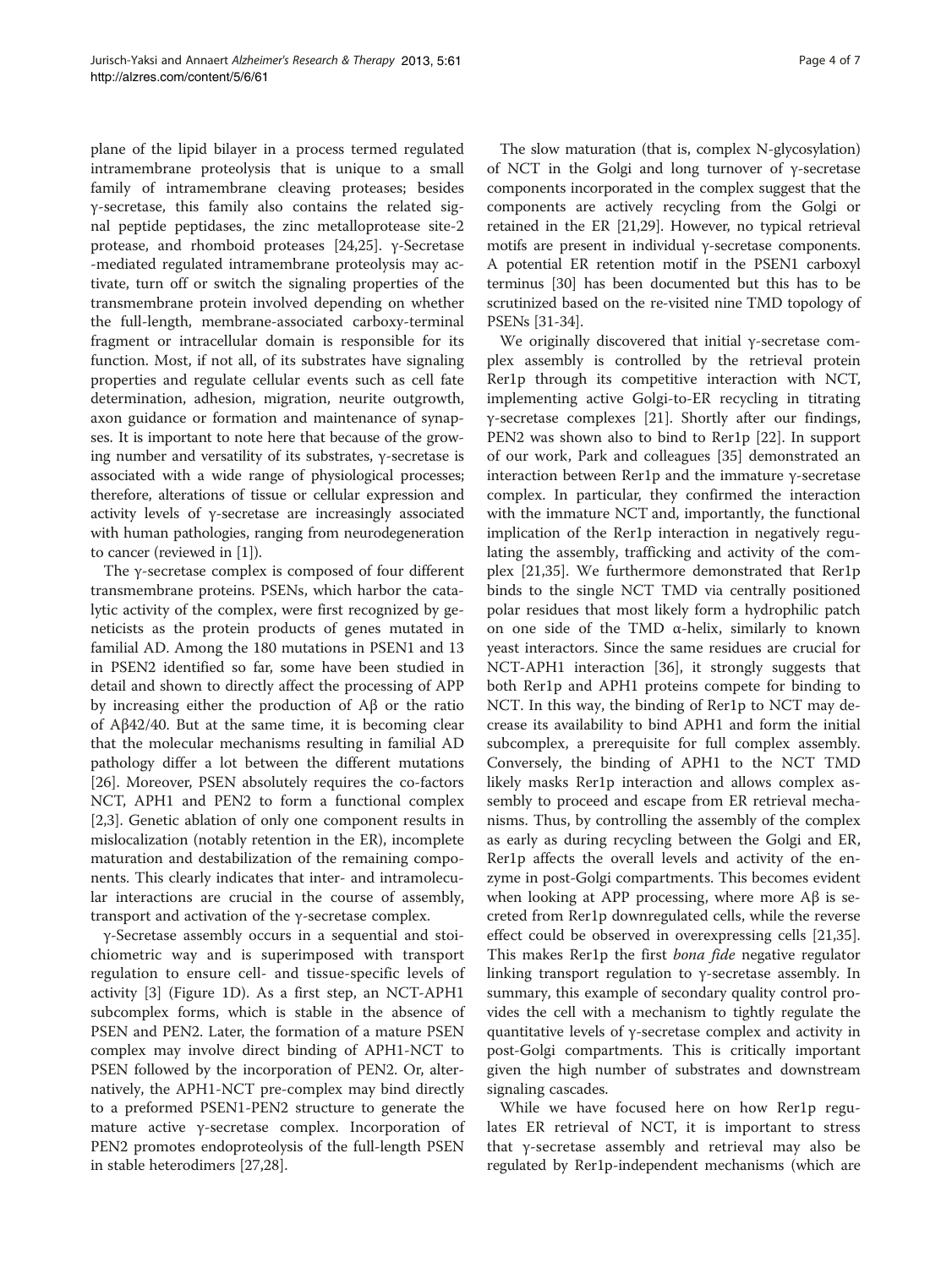plane of the lipid bilayer in a process termed regulated intramembrane proteolysis that is unique to a small family of intramembrane cleaving proteases; besides γ-secretase, this family also contains the related signal peptide peptidases, the zinc metalloprotease site-2 protease, and rhomboid proteases [24,25]. γ-Secretase -mediated regulated intramembrane proteolysis may activate, turn off or switch the signaling properties of the transmembrane protein involved depending on whether the full-length, membrane-associated carboxy-terminal fragment or intracellular domain is responsible for its function. Most, if not all, of its substrates have signaling properties and regulate cellular events such as cell fate determination, adhesion, migration, neurite outgrowth, axon guidance or formation and maintenance of synapses. It is important to note here that because of the growing number and versatility of its substrates, γ-secretase is associated with a wide range of physiological processes; therefore, alterations of tissue or cellular expression and activity levels of γ-secretase are increasingly associated with human pathologies, ranging from neurodegeneration to cancer (reviewed in [1]).

The γ-secretase complex is composed of four different transmembrane proteins. PSENs, which harbor the catalytic activity of the complex, were first recognized by geneticists as the protein products of genes mutated in familial AD. Among the 180 mutations in PSEN1 and 13 in PSEN2 identified so far, some have been studied in detail and shown to directly affect the processing of APP by increasing either the production of Aβ or the ratio of Aβ42/40. But at the same time, it is becoming clear that the molecular mechanisms resulting in familial AD pathology differ a lot between the different mutations [26]. Moreover, PSEN absolutely requires the co-factors NCT, APH1 and PEN2 to form a functional complex [2,3]. Genetic ablation of only one component results in mislocalization (notably retention in the ER), incomplete maturation and destabilization of the remaining components. This clearly indicates that inter- and intramolecular interactions are crucial in the course of assembly, transport and activation of the γ-secretase complex.

γ-Secretase assembly occurs in a sequential and stoichiometric way and is superimposed with transport regulation to ensure cell- and tissue-specific levels of activity [3] (Figure 1D). As a first step, an NCT-APH1 subcomplex forms, which is stable in the absence of PSEN and PEN2. Later, the formation of a mature PSEN complex may involve direct binding of APH1-NCT to PSEN followed by the incorporation of PEN2. Or, alternatively, the APH1-NCT pre-complex may bind directly to a preformed PSEN1-PEN2 structure to generate the mature active γ-secretase complex. Incorporation of PEN2 promotes endoproteolysis of the full-length PSEN in stable heterodimers [27,28].

The slow maturation (that is, complex N-glycosylation) of NCT in the Golgi and long turnover of γ-secretase components incorporated in the complex suggest that the components are actively recycling from the Golgi or retained in the ER [21,29]. However, no typical retrieval motifs are present in individual γ-secretase components. A potential ER retention motif in the PSEN1 carboxyl terminus [30] has been documented but this has to be scrutinized based on the re-visited nine TMD topology of PSENs [31-34].

We originally discovered that initial γ-secretase complex assembly is controlled by the retrieval protein Rer1p through its competitive interaction with NCT, implementing active Golgi-to-ER recycling in titrating γ-secretase complexes [21]. Shortly after our findings, PEN2 was shown also to bind to Rer1p [22]. In support of our work, Park and colleagues [35] demonstrated an interaction between Rer1p and the immature γ-secretase complex. In particular, they confirmed the interaction with the immature NCT and, importantly, the functional implication of the Rer1p interaction in negatively regulating the assembly, trafficking and activity of the complex [21,35]. We furthermore demonstrated that Rer1p binds to the single NCT TMD via centrally positioned polar residues that most likely form a hydrophilic patch on one side of the TMD α-helix, similarly to known yeast interactors. Since the same residues are crucial for NCT-APH1 interaction [36], it strongly suggests that both Rer1p and APH1 proteins compete for binding to NCT. In this way, the binding of Rer1p to NCT may decrease its availability to bind APH1 and form the initial subcomplex, a prerequisite for full complex assembly. Conversely, the binding of APH1 to the NCT TMD likely masks Rer1p interaction and allows complex assembly to proceed and escape from ER retrieval mechanisms. Thus, by controlling the assembly of the complex as early as during recycling between the Golgi and ER, Rer1p affects the overall levels and activity of the enzyme in post-Golgi compartments. This becomes evident when looking at APP processing, where more Aβ is secreted from Rer1p downregulated cells, while the reverse effect could be observed in overexpressing cells [21,35]. This makes Rer1p the first *bona fide* negative regulator linking transport regulation to γ-secretase assembly. In summary, this example of secondary quality control provides the cell with a mechanism to tightly regulate the quantitative levels of γ-secretase complex and activity in post-Golgi compartments. This is critically important given the high number of substrates and downstream signaling cascades.

While we have focused here on how Rer1p regulates ER retrieval of NCT, it is important to stress that γ-secretase assembly and retrieval may also be regulated by Rer1p-independent mechanisms (which are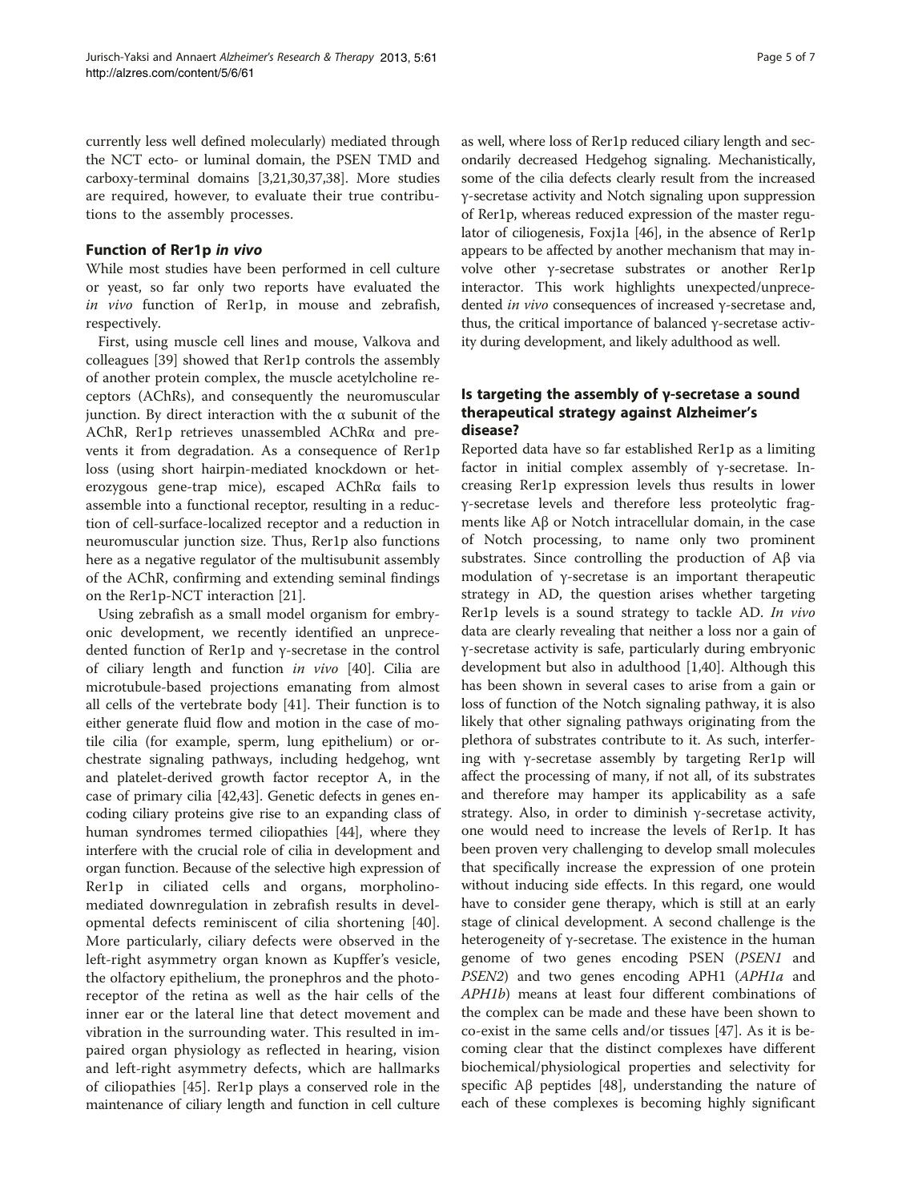currently less well defined molecularly) mediated through the NCT ecto- or luminal domain, the PSEN TMD and carboxy-terminal domains [3,21,30,37,38]. More studies are required, however, to evaluate their true contributions to the assembly processes.

### Function of Rer1p *in vivo*

While most studies have been performed in cell culture or yeast, so far only two reports have evaluated the *in vivo* function of Rer1p, in mouse and zebrafish, respectively.

First, using muscle cell lines and mouse, Valkova and colleagues [39] showed that Rer1p controls the assembly of another protein complex, the muscle acetylcholine receptors (AChRs), and consequently the neuromuscular junction. By direct interaction with the α subunit of the AChR, Rer1p retrieves unassembled AChRα and prevents it from degradation. As a consequence of Rer1p loss (using short hairpin-mediated knockdown or heterozygous gene-trap mice), escaped AChRα fails to assemble into a functional receptor, resulting in a reduction of cell-surface-localized receptor and a reduction in neuromuscular junction size. Thus, Rer1p also functions here as a negative regulator of the multisubunit assembly of the AChR, confirming and extending seminal findings on the Rer1p-NCT interaction [21].

Using zebrafish as a small model organism for embryonic development, we recently identified an unprecedented function of Rer1p and γ-secretase in the control of ciliary length and function *in vivo* [40]. Cilia are microtubule-based projections emanating from almost all cells of the vertebrate body [41]. Their function is to either generate fluid flow and motion in the case of motile cilia (for example, sperm, lung epithelium) or orchestrate signaling pathways, including hedgehog, wnt and platelet-derived growth factor receptor A, in the case of primary cilia [42,43]. Genetic defects in genes encoding ciliary proteins give rise to an expanding class of human syndromes termed ciliopathies [44], where they interfere with the crucial role of cilia in development and organ function. Because of the selective high expression of Rer1p in ciliated cells and organs, morpholino-mediated downregulation in zebrafish results in developmental defects reminiscent of cilia shortening [40]. More particularly, ciliary defects were observed in the left-right asymmetry organ known as Kupffer's vesicle, the olfactory epithelium, the pronephros and the photoreceptor of the retina as well as the hair cells of the inner ear or the lateral line that detect movement and vibration in the surrounding water. This resulted in impaired organ physiology as reflected in hearing, vision and left-right asymmetry defects, which are hallmarks of ciliopathies [45]. Rer1p plays a conserved role in the maintenance of ciliary length and function in cell culture as well, where loss of Rer1p reduced ciliary length and secondarily decreased Hedgehog signaling. Mechanistically, some of the cilia defects clearly result from the increased γ-secretase activity and Notch signaling upon suppression of Rer1p, whereas reduced expression of the master regulator of ciliogenesis, Foxj1a [46], in the absence of Rer1p appears to be affected by another mechanism that may involve other γ-secretase substrates or another Rer1p interactor. This work highlights unexpected/unprecedented *in vivo* consequences of increased γ-secretase and, thus, the critical importance of balanced γ-secretase activity during development, and likely adulthood as well.

### Is targeting the assembly of γ-secretase a sound therapeutical strategy against Alzheimer's disease?

Reported data have so far established Rer1p as a limiting factor in initial complex assembly of γ-secretase. Increasing Rer1p expression levels thus results in lower γ-secretase levels and therefore less proteolytic fragments like Aβ or Notch intracellular domain, in the case of Notch processing, to name only two prominent substrates. Since controlling the production of Aβ via modulation of γ-secretase is an important therapeutic strategy in AD, the question arises whether targeting Rer1p levels is a sound strategy to tackle AD. *In vivo* data are clearly revealing that neither a loss nor a gain of γ-secretase activity is safe, particularly during embryonic development but also in adulthood [1,40]. Although this has been shown in several cases to arise from a gain or loss of function of the Notch signaling pathway, it is also likely that other signaling pathways originating from the plethora of substrates contribute to it. As such, interfering with γ-secretase assembly by targeting Rer1p will affect the processing of many, if not all, of its substrates and therefore may hamper its applicability as a safe strategy. Also, in order to diminish γ-secretase activity, one would need to increase the levels of Rer1p. It has been proven very challenging to develop small molecules that specifically increase the expression of one protein without inducing side effects. In this regard, one would have to consider gene therapy, which is still at an early stage of clinical development. A second challenge is the heterogeneity of γ-secretase. The existence in the human genome of two genes encoding PSEN (*PSEN1* and *PSEN2*) and two genes encoding APH1 (*APH1a* and *APH1b*) means at least four different combinations of the complex can be made and these have been shown to co-exist in the same cells and/or tissues [47]. As it is becoming clear that the distinct complexes have different biochemical/physiological properties and selectivity for specific Aβ peptides [48], understanding the nature of each of these complexes is becoming highly significant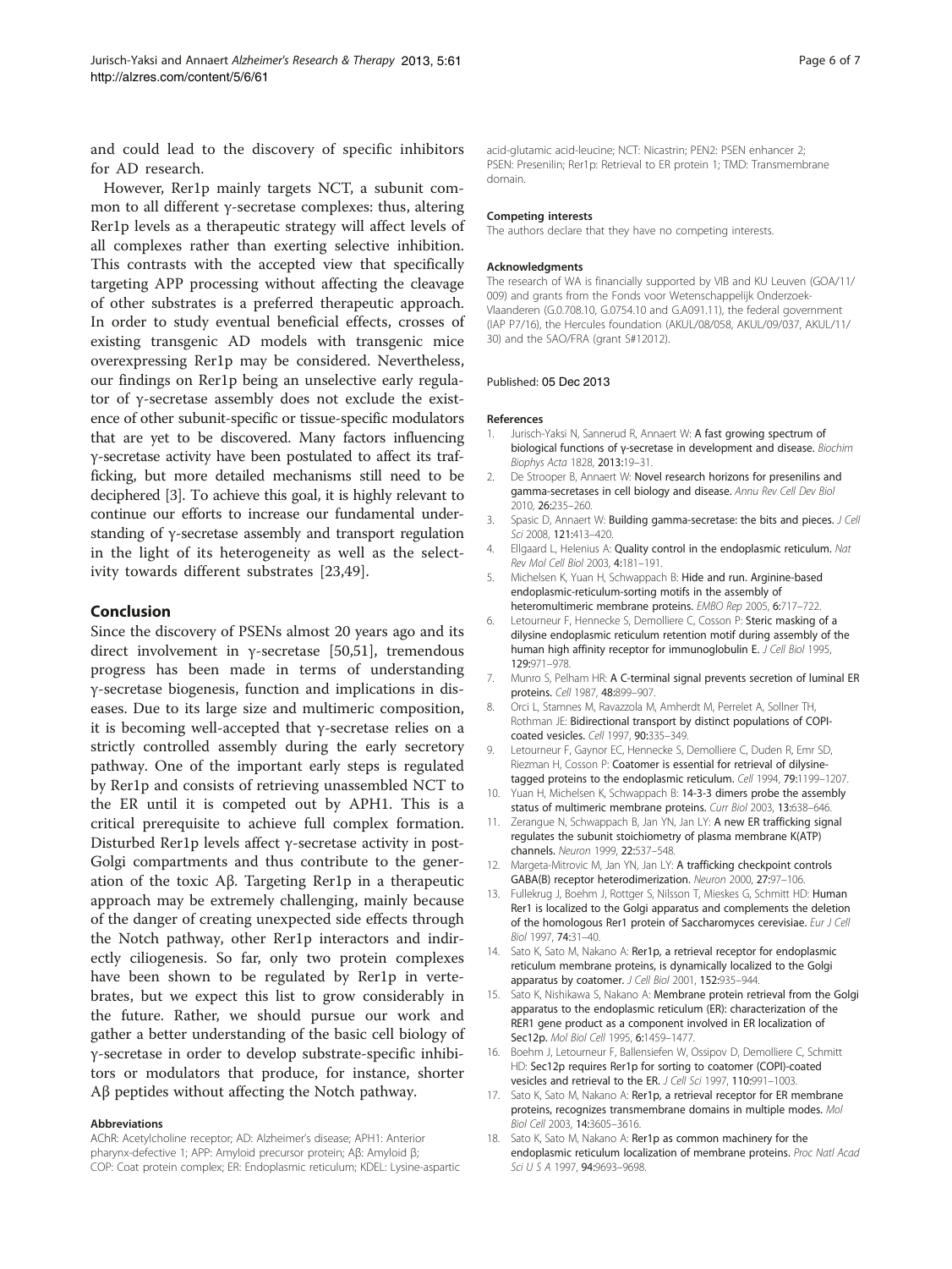and could lead to the discovery of specific inhibitors for AD research.

However, Rer1p mainly targets NCT, a subunit common to all different γ-secretase complexes: thus, altering Rer1p levels as a therapeutic strategy will affect levels of all complexes rather than exerting selective inhibition. This contrasts with the accepted view that specifically targeting APP processing without affecting the cleavage of other substrates is a preferred therapeutic approach. In order to study eventual beneficial effects, crosses of existing transgenic AD models with transgenic mice overexpressing Rer1p may be considered. Nevertheless, our findings on Rer1p being an unselective early regulator of γ-secretase assembly does not exclude the existence of other subunit-specific or tissue-specific modulators that are yet to be discovered. Many factors influencing γ-secretase activity have been postulated to affect its trafficking, but more detailed mechanisms still need to be deciphered [3]. To achieve this goal, it is highly relevant to continue our efforts to increase our fundamental understanding of γ-secretase assembly and transport regulation in the light of its heterogeneity as well as the selectivity towards different substrates [23,49].

## Conclusion

Since the discovery of PSENs almost 20 years ago and its direct involvement in γ-secretase [50,51], tremendous progress has been made in terms of understanding γ-secretase biogenesis, function and implications in diseases. Due to its large size and multimeric composition, it is becoming well-accepted that γ-secretase relies on a strictly controlled assembly during the early secretory pathway. One of the important early steps is regulated by Rer1p and consists of retrieving unassembled NCT to the ER until it is competed out by APH1. This is a critical prerequisite to achieve full complex formation. Disturbed Rer1p levels affect γ-secretase activity in post-Golgi compartments and thus contribute to the generation of the toxic Aβ. Targeting Rer1p in a therapeutic approach may be extremely challenging, mainly because of the danger of creating unexpected side effects through the Notch pathway, other Rer1p interactors and indirectly ciliogenesis. So far, only two protein complexes have been shown to be regulated by Rer1p in vertebrates, but we expect this list to grow considerably in the future. Rather, we should pursue our work and gather a better understanding of the basic cell biology of γ-secretase in order to develop substrate-specific inhibitors or modulators that produce, for instance, shorter Aβ peptides without affecting the Notch pathway.

#### Abbreviations

AChR: Acetylcholine receptor; AD: Alzheimer's disease; APH1: Anterior pharynx-defective 1; APP: Amyloid precursor protein; Aβ: Amyloid β; COP: Coat protein complex; ER: Endoplasmic reticulum; KDEL: Lysine-aspartic acid-glutamic acid-leucine; NCT: Nicastrin; PEN2: PSEN enhancer 2; PSEN: Presenilin; Rer1p: Retrieval to ER protein 1; TMD: Transmembrane domain.

#### Competing interests

The authors declare that they have no competing interests.

#### Acknowledgments

The research of WA is financially supported by VIB and KU Leuven (GOA/11/009) and grants from the Fonds voor Wetenschappelijk Onderzoek-Vlaanderen (G.0.708.10, G.0754.10 and G.A091.11), the federal government (IAP P7/16), the Hercules foundation (AKUL/08/058, AKUL/09/037, AKUL/11/30) and the SAO/FRA (grant S#12012).

Published: 05 Dec 2013

#### References

1. Jurisch-Yaksi N, Sannerud R, Annaert W: A fast growing spectrum of biological functions of γ-secretase in development and disease. *Biochim Biophys Acta* 1828, 2013:19–31.
2. De Strooper B, Annaert W: Novel research horizons for presenilins and gamma-secretases in cell biology and disease. *Annu Rev Cell Dev Biol* 2010, 26:235–260.
3. Spasic D, Annaert W: Building gamma-secretase: the bits and pieces. *J Cell Sci* 2008, 121:413–420.
4. Ellgaard L, Helenius A: Quality control in the endoplasmic reticulum. *Nat Rev Mol Cell Biol* 2003, 4:181–191.
5. Michelsen K, Yuan H, Schwappach B: Hide and run. Arginine-based endoplasmic-reticulum-sorting motifs in the assembly of heteromultimeric membrane proteins. *EMBO Rep* 2005, 6:717–722.
6. Letourneur F, Hennecke S, Demolliere C, Cosson P: Steric masking of a dilysine endoplasmic reticulum retention motif during assembly of the human high affinity receptor for immunoglobulin E. *J Cell Biol* 1995, 129:971–978.
7. Munro S, Pelham HR: A C-terminal signal prevents secretion of luminal ER proteins. *Cell* 1987, 48:899–907.
8. Orci L, Stamnes M, Ravazzola M, Amherdt M, Perrelet A, Sollner TH, Rothman JE: Bidirectional transport by distinct populations of COPI-coated vesicles. *Cell* 1997, 90:335–349.
9. Letourneur F, Gaynor EC, Hennecke S, Demolliere C, Duden R, Emr SD, Riezman H, Cosson P: Coatomer is essential for retrieval of dilysine-tagged proteins to the endoplasmic reticulum. *Cell* 1994, 79:1199–1207.
10. Yuan H, Michelsen K, Schwappach B: 14-3-3 dimers probe the assembly status of multimeric membrane proteins. *Curr Biol* 2003, 13:638–646.
11. Zerangue N, Schwappach B, Jan YN, Jan LY: A new ER trafficking signal regulates the subunit stoichiometry of plasma membrane K(ATP) channels. *Neuron* 1999, 22:537–548.
12. Margeta-Mitrovic M, Jan YN, Jan LY: A trafficking checkpoint controls GABA(B) receptor heterodimerization. *Neuron* 2000, 27:97–106.
13. Fullekrug J, Boehm J, Rottger S, Nilsson T, Mieskes G, Schmitt HD: Human Rer1 is localized to the Golgi apparatus and complements the deletion of the homologous Rer1 protein of Saccharomyces cerevisiae. *Eur J Cell Biol* 1997, 74:31–40.
14. Sato K, Sato M, Nakano A: Rer1p, a retrieval receptor for endoplasmic reticulum membrane proteins, is dynamically localized to the Golgi apparatus by coatomer. *J Cell Biol* 2001, 152:935–944.
15. Sato K, Nishikawa S, Nakano A: Membrane protein retrieval from the Golgi apparatus to the endoplasmic reticulum (ER): characterization of the RER1 gene product as a component involved in ER localization of Sec12p. *Mol Biol Cell* 1995, 6:1459–1477.
16. Boehm J, Letourneur F, Ballensiefen W, Ossipov D, Demolliere C, Schmitt HD: Sec12p requires Rer1p for sorting to coatomer (COPI)-coated vesicles and retrieval to the ER. *J Cell Sci* 1997, 110:991–1003.
17. Sato K, Sato M, Nakano A: Rer1p, a retrieval receptor for ER membrane proteins, recognizes transmembrane domains in multiple modes. *Mol Biol Cell* 2003, 14:3605–3616.
18. Sato K, Sato M, Nakano A: Rer1p as common machinery for the endoplasmic reticulum localization of membrane proteins. *Proc Natl Acad Sci U S A* 1997, 94:9693–9698.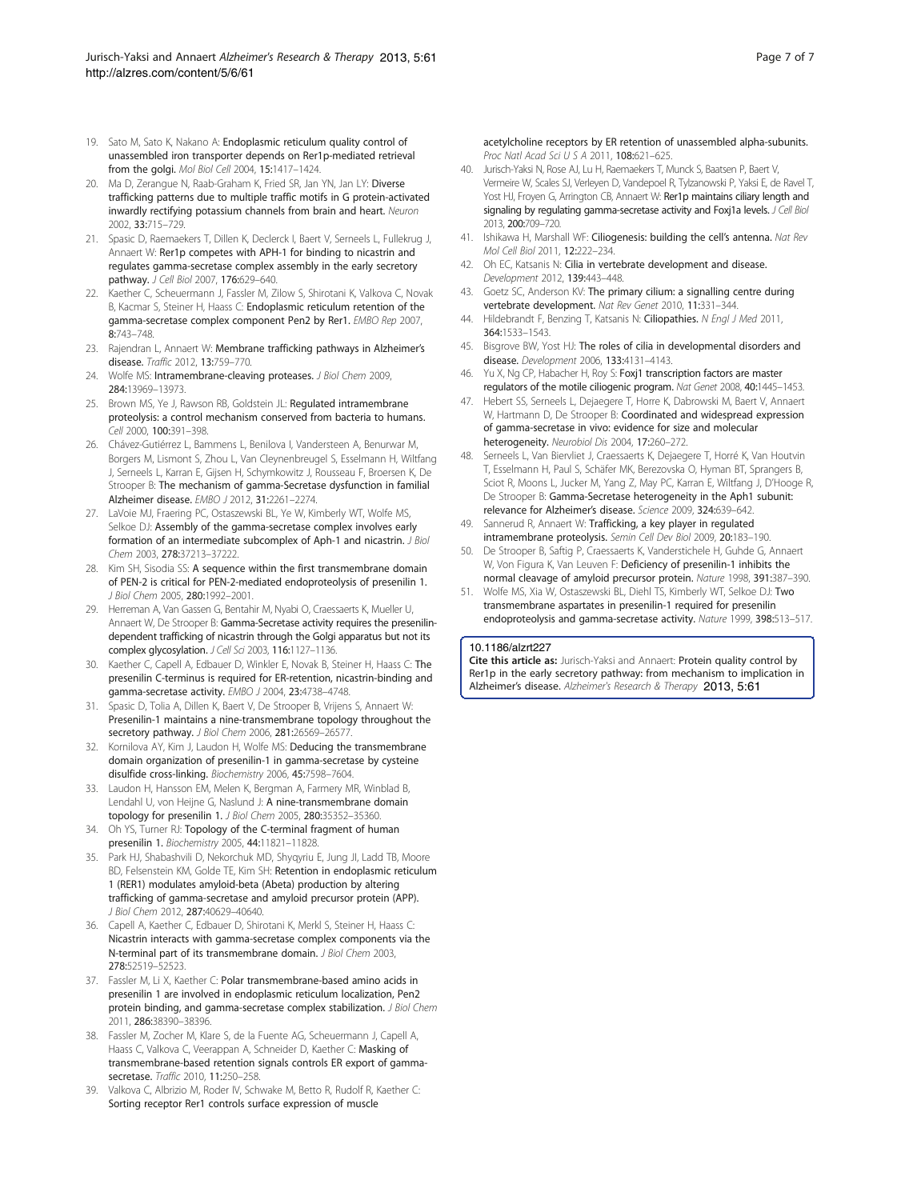19. Sato M, Sato K, Nakano A: **Endoplasmic reticulum quality control of unassembled iron transporter depends on Rer1p-mediated retrieval from the golgi.** *Mol Biol Cell* 2004, **15:**1417–1424.
20. Ma D, Zerangue N, Raab-Graham K, Fried SR, Jan YN, Jan LY: **Diverse trafficking patterns due to multiple traffic motifs in G protein-activated inwardly rectifying potassium channels from brain and heart.** *Neuron* 2002, **33:**715–729.
21. Spasic D, Raemaekers T, Dillen K, Declerck I, Baert V, Serneels L, Fullekrug J, Annaert W: **Rer1p competes with APH-1 for binding to nicastrin and regulates gamma-secretase complex assembly in the early secretory pathway.** *J Cell Biol* 2007, **176:**629–640.
22. Kaether C, Scheuermann J, Fassler M, Zilow S, Shirotani K, Valkova C, Novak B, Kacmar S, Steiner H, Haass C: **Endoplasmic reticulum retention of the gamma-secretase complex component Pen2 by Rer1.** *EMBO Rep* 2007, **8:**743–748.
23. Rajendran L, Annaert W: **Membrane trafficking pathways in Alzheimer's disease.** *Traffic* 2012, **13:**759–770.
24. Wolfe MS: **Intramembrane-cleaving proteases.** *J Biol Chem* 2009, **284:**13969–13973.
25. Brown MS, Ye J, Rawson RB, Goldstein JL: **Regulated intramembrane proteolysis: a control mechanism conserved from bacteria to humans.** *Cell* 2000, **100:**391–398.
26. Chávez-Gutiérrez L, Bammens L, Benilova I, Vandersteen A, Benurwar M, Borgers M, Lismont S, Zhou L, Van Cleynenbreugel S, Esselmann H, Wiltfang J, Serneels L, Karran E, Gijsen H, Schymkowitz J, Rousseau F, Broersen K, De Strooper B: **The mechanism of gamma-Secretase dysfunction in familial Alzheimer disease.** *EMBO J* 2012, **31:**2261–2274.
27. LaVoie MJ, Fraering PC, Ostaszewski BL, Ye W, Kimberly WT, Wolfe MS, Selkoe DJ: **Assembly of the gamma-secretase complex involves early formation of an intermediate subcomplex of Aph-1 and nicastrin.** *J Biol Chem* 2003, **278:**37213–37222.
28. Kim SH, Sisodia SS: **A sequence within the first transmembrane domain of PEN-2 is critical for PEN-2-mediated endoproteolysis of presenilin 1.** *J Biol Chem* 2005, **280:**1992–2001.
29. Herreman A, Van Gassen G, Bentahir M, Nyabi O, Craessaerts K, Mueller U, Annaert W, De Strooper B: **Gamma-Secretase activity requires the presenilin-dependent trafficking of nicastrin through the Golgi apparatus but not its complex glycosylation.** *J Cell Sci* 2003, **116:**1127–1136.
30. Kaether C, Capell A, Edbauer D, Winkler E, Novak B, Steiner H, Haass C: **The presenilin C-terminus is required for ER-retention, nicastrin-binding and gamma-secretase activity.** *EMBO J* 2004, **23:**4738–4748.
31. Spasic D, Tolia A, Dillen K, Baert V, De Strooper B, Vrijens S, Annaert W: **Presenilin-1 maintains a nine-transmembrane topology throughout the secretory pathway.** *J Biol Chem* 2006, **281:**26569–26577.
32. Kornilova AY, Kim J, Laudon H, Wolfe MS: **Deducing the transmembrane domain organization of presenilin-1 in gamma-secretase by cysteine disulfide cross-linking.** *Biochemistry* 2006, **45:**7598–7604.
33. Laudon H, Hansson EM, Melen K, Bergman A, Farmery MR, Winblad B, Lendahl U, von Heijne G, Naslund J: **A nine-transmembrane domain topology for presenilin 1.** *J Biol Chem* 2005, **280:**35352–35360.
34. Oh YS, Turner RJ: **Topology of the C-terminal fragment of human presenilin 1.** *Biochemistry* 2005, **44:**11821–11828.
35. Park HJ, Shabashvili D, Nekorchuk MD, Shyqyriu E, Jung JI, Ladd TB, Moore BD, Felsenstein KM, Golde TE, Kim SH: **Retention in endoplasmic reticulum 1 (RER1) modulates amyloid-beta (Abeta) production by altering trafficking of gamma-secretase and amyloid precursor protein (APP).** *J Biol Chem* 2012, **287:**40629–40640.
36. Capell A, Kaether C, Edbauer D, Shirotani K, Merkl S, Steiner H, Haass C: **Nicastrin interacts with gamma-secretase complex components via the N-terminal part of its transmembrane domain.** *J Biol Chem* 2003, **278:**52519–52523.
37. Fassler M, Li X, Kaether C: **Polar transmembrane-based amino acids in presenilin 1 are involved in endoplasmic reticulum localization, Pen2 protein binding, and gamma-secretase complex stabilization.** *J Biol Chem* 2011, **286:**38390–38396.
38. Fassler M, Zocher M, Klare S, de la Fuente AG, Scheuermann J, Capell A, Haass C, Valkova C, Veerappan A, Schneider D, Kaether C: **Masking of transmembrane-based retention signals controls ER export of gamma-secretase.** *Traffic* 2010, **11:**250–258.
39. Valkova C, Albrizio M, Roder IV, Schwake M, Betto R, Rudolf R, Kaether C: **Sorting receptor Rer1 controls surface expression of muscle acetylcholine receptors by ER retention of unassembled alpha-subunits.** *Proc Natl Acad Sci U S A* 2011, **108:**621–625.
40. Jurisch-Yaksi N, Rose AJ, Lu H, Raemaekers T, Munck S, Baatsen P, Baert V, Vermeire W, Scales SJ, Verleyen D, Vandepoel R, Tylzanowski P, Yaksi E, de Ravel T, Yost HJ, Froyen G, Arrington CB, Annaert W: **Rer1p maintains ciliary length and signaling by regulating gamma-secretase activity and Foxj1a levels.** *J Cell Biol* 2013, **200:**709–720.
41. Ishikawa H, Marshall WF: **Ciliogenesis: building the cell's antenna.** *Nat Rev Mol Cell Biol* 2011, **12:**222–234.
42. Oh EC, Katsanis N: **Cilia in vertebrate development and disease.** *Development* 2012, **139:**443–448.
43. Goetz SC, Anderson KV: **The primary cilium: a signalling centre during vertebrate development.** *Nat Rev Genet* 2010, **11:**331–344.
44. Hildebrandt F, Benzing T, Katsanis N: **Ciliopathies.** *N Engl J Med* 2011, **364:**1533–1543.
45. Bisgrove BW, Yost HJ: **The roles of cilia in developmental disorders and disease.** *Development* 2006, **133:**4131–4143.
46. Yu X, Ng CP, Habacher H, Roy S: **Foxj1 transcription factors are master regulators of the motile ciliogenic program.** *Nat Genet* 2008, **40:**1445–1453.
47. Hebert SS, Serneels L, Dejaegere T, Horre K, Dabrowski M, Baert V, Annaert W, Hartmann D, De Strooper B: **Coordinated and widespread expression of gamma-secretase in vivo: evidence for size and molecular heterogeneity.** *Neurobiol Dis* 2004, **17:**260–272.
48. Serneels L, Van Biervliet J, Craessaerts K, Dejaegere T, Horré K, Van Houtvin T, Esselmann H, Paul S, Schäfer MK, Berezovska O, Hyman BT, Sprangers B, Sciot R, Moons L, Jucker M, Yang Z, May PC, Karran E, Wiltfang J, D'Hooge R, De Strooper B: **Gamma-Secretase heterogeneity in the Aph1 subunit: relevance for Alzheimer's disease.** *Science* 2009, **324:**639–642.
49. Sannerud R, Annaert W: **Trafficking, a key player in regulated intramembrane proteolysis.** *Semin Cell Dev Biol* 2009, **20:**183–190.
50. De Strooper B, Saftig P, Craessaerts K, Vanderstichele H, Guhde G, Annaert W, Von Figura K, Van Leuven F: **Deficiency of presenilin-1 inhibits the normal cleavage of amyloid precursor protein.** *Nature* 1998, **391:**387–390.
51. Wolfe MS, Xia W, Ostaszewski BL, Diehl TS, Kimberly WT, Selkoe DJ: **Two transmembrane aspartates in presenilin-1 required for presenilin endoproteolysis and gamma-secretase activity.** *Nature* 1999, **398:**513–517.

10.1186/alzrt227

**Cite this article as:** Jurisch-Yaksi and Annaert: **Protein quality control by Rer1p in the early secretory pathway: from mechanism to implication in Alzheimer's disease.** *Alzheimer's Research & Therapy* **2013, 5:61**